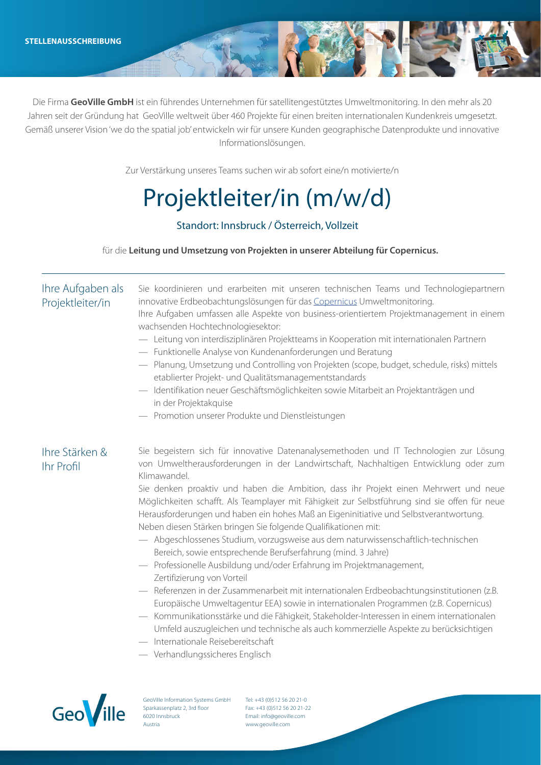STELLENAUSSCHREIBUNG

Die Firma **GeoVille GmbH** ist ein führendes Unternehmen für satellitengestütztes Umweltmonitoring. In den mehr als 20 Jahren seit der Gründung hat GeoVille weltweit über 460 Projekte für einen breiten internationalen Kundenkreis umgesetzt. Gemäß unserer Vision 'we do the spatial job' entwickeln wir für unsere Kunden geographische Datenprodukte und innovative Informationslösungen.

Zur Verstärkung unseres Teams suchen wir ab sofort eine/n motivierte/n

# Projektleiter/in (m/w/d)

Standort: Innsbruck / Österreich, Vollzeit

für die **Leitung und Umsetzung von Projekten in unserer Abteilung für Copernicus.**

## Ihre Aufgaben als Projektleiter/in

Sie koordinieren und erarbeiten mit unseren technischen Teams und Technologiepartnern innovative Erdbeobachtungslösungen für das Copernicus Umweltmonitoring.
Ihre Aufgaben umfassen alle Aspekte von business-orientiertem Projektmanagement in einem wachsenden Hochtechnologiesektor:

- Leitung von interdisziplinären Projektteams in Kooperation mit internationalen Partnern
- Funktionelle Analyse von Kundenanforderungen und Beratung
- Planung, Umsetzung und Controlling von Projekten (scope, budget, schedule, risks) mittels etablierter Projekt- und Qualitätsmanagementstandards
- Identifikation neuer Geschäftsmöglichkeiten sowie Mitarbeit an Projektanträgen und in der Projektakquise
- Promotion unserer Produkte und Dienstleistungen

## Ihre Stärken & Ihr Profil

Sie begeistern sich für innovative Datenanalysemethoden und IT Technologien zur Lösung von Umweltherausforderungen in der Landwirtschaft, Nachhaltigen Entwicklung oder zum Klimawandel.
Sie denken proaktiv und haben die Ambition, dass ihr Projekt einen Mehrwert und neue Möglichkeiten schafft. Als Teamplayer mit Fähigkeit zur Selbstführung sind sie offen für neue Herausforderungen und haben ein hohes Maß an Eigeninitiative und Selbstverantwortung.
Neben diesen Stärken bringen Sie folgende Qualifikationen mit:

- Abgeschlossenes Studium, vorzugsweise aus dem naturwissenschaftlich-technischen Bereich, sowie entsprechende Berufserfahrung (mind. 3 Jahre)
- Professionelle Ausbildung und/oder Erfahrung im Projektmanagement, Zertifizierung von Vorteil
- Referenzen in der Zusammenarbeit mit internationalen Erdbeobachtungsinstitutionen (z.B. Europäische Umweltagentur EEA) sowie in internationalen Programmen (z.B. Copernicus)
- Kommunikationsstärke und die Fähigkeit, Stakeholder-Interessen in einem internationalen Umfeld auszugleichen und technische als auch kommerzielle Aspekte zu berücksichtigen
- Internationale Reisebereitschaft
- Verhandlungssicheres Englisch

GeoVille

GeoVille Information Systems GmbH
Sparkassenplatz 2, 3rd floor
6020 Innsbruck
Austria

Tel: +43 (0)512 56 20 21-0
Fax: +43 (0)512 56 20 21-22
Email: info@geoville.com
www.geoville.com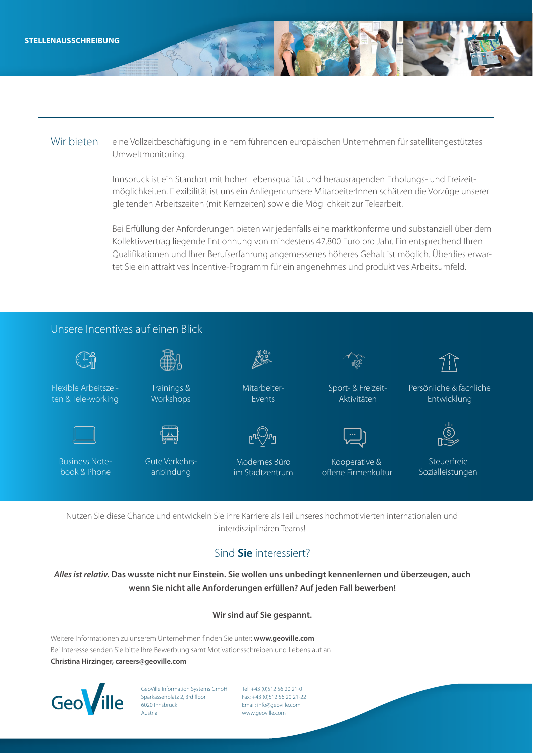STELLENAUSSCHREIBUNG

## Wir bieten

eine Vollzeitbeschäftigung in einem führenden europäischen Unternehmen für satellitengestütztes Umweltmonitoring.

Innsbruck ist ein Standort mit hoher Lebensqualität und herausragenden Erholungs- und Freizeitmöglichkeiten. Flexibilität ist uns ein Anliegen: unsere MitarbeiterInnen schätzen die Vorzüge unserer gleitenden Arbeitszeiten (mit Kernzeiten) sowie die Möglichkeit zur Telearbeit.

Bei Erfüllung der Anforderungen bieten wir jedenfalls eine marktkonforme und substanziell über dem Kollektivvertrag liegende Entlohnung von mindestens 47.800 Euro pro Jahr. Ein entsprechend Ihren Qualifikationen und Ihrer Berufserfahrung angemessenes höheres Gehalt ist möglich. Überdies erwartet Sie ein attraktives Incentive-Programm für ein angenehmes und produktives Arbeitsumfeld.

## Unsere Incentives auf einen Blick

- Flexible Arbeitszeiten & Tele-working
- Trainings & Workshops
- Mitarbeiter-Events
- Sport- & Freizeit-Aktivitäten
- Persönliche & fachliche Entwicklung
- Business Notebook & Phone
- Gute Verkehrsanbindung
- Modernes Büro im Stadtzentrum
- Kooperative & offene Firmenkultur
- Steuerfreie Sozialleistungen

Nutzen Sie diese Chance und entwickeln Sie ihre Karriere als Teil unseres hochmotivierten internationalen und interdisziplinären Teams!

## Sind **Sie** interessiert?

***Alles ist relativ.* Das wusste nicht nur Einstein. Sie wollen uns unbedingt kennenlernen und überzeugen, auch wenn Sie nicht alle Anforderungen erfüllen? Auf jeden Fall bewerben!**

**Wir sind auf Sie gespannt.**

Weitere Informationen zu unserem Unternehmen finden Sie unter: **www.geoville.com**
Bei Interesse senden Sie bitte Ihre Bewerbung samt Motivationsschreiben und Lebenslauf an
**Christina Hirzinger, careers@geoville.com**

GeoVille

GeoVille Information Systems GmbH
Sparkassenplatz 2, 3rd floor
6020 Innsbruck
Austria

Tel: +43 (0)512 56 20 21-0
Fax: +43 (0)512 56 20 21-22
Email: info@geoville.com
www.geoville.com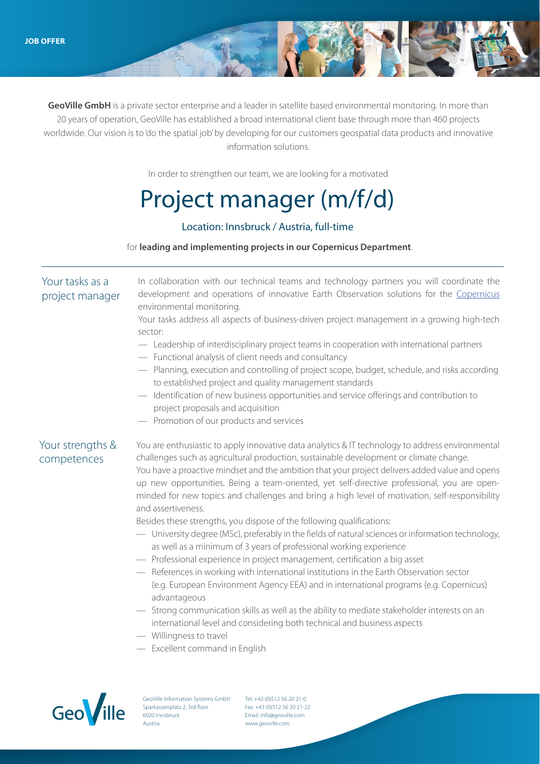**JOB OFFER**

**GeoVille GmbH** is a private sector enterprise and a leader in satellite based environmental monitoring. In more than 20 years of operation, GeoVille has established a broad international client base through more than 460 projects worldwide. Our vision is to 'do the spatial job' by developing for our customers geospatial data products and innovative information solutions.

In order to strengthen our team, we are looking for a motivated

# Project manager (m/f/d)

## Location: Innsbruck / Austria, full-time

for **leading and implementing projects in our Copernicus Department**.

## Your tasks as a project manager

In collaboration with our technical teams and technology partners you will coordinate the development and operations of innovative Earth Observation solutions for the Copernicus environmental monitoring.

Your tasks address all aspects of business-driven project management in a growing high-tech sector:

- Leadership of interdisciplinary project teams in cooperation with international partners
- Functional analysis of client needs and consultancy
- Planning, execution and controlling of project scope, budget, schedule, and risks according to established project and quality management standards
- Identification of new business opportunities and service offerings and contribution to project proposals and acquisition
- Promotion of our products and services

## Your strengths & competences

You are enthusiastic to apply innovative data analytics & IT technology to address environmental challenges such as agricultural production, sustainable development or climate change.

You have a proactive mindset and the ambition that your project delivers added value and opens up new opportunities. Being a team-oriented, yet self-directive professional, you are open-minded for new topics and challenges and bring a high level of motivation, self-responsibility and assertiveness.

Besides these strengths, you dispose of the following qualifications:

- University degree (MSc), preferably in the fields of natural sciences or information technology, as well as a minimum of 3 years of professional working experience
- Professional experience in project management, certification a big asset
- References in working with international institutions in the Earth Observation sector (e.g. European Environment Agency EEA) and in international programs (e.g. Copernicus) advantageous
- Strong communication skills as well as the ability to mediate stakeholder interests on an international level and considering both technical and business aspects
- Willingness to travel
- Excellent command in English

GeoVille Information Systems GmbH
Sparkassenplatz 2, 3rd floor
6020 Innsbruck
Austria

Tel: +43 (0)512 56 20 21-0
Fax: +43 (0)512 56 20 21-22
Email: info@geoville.com
www.geoville.com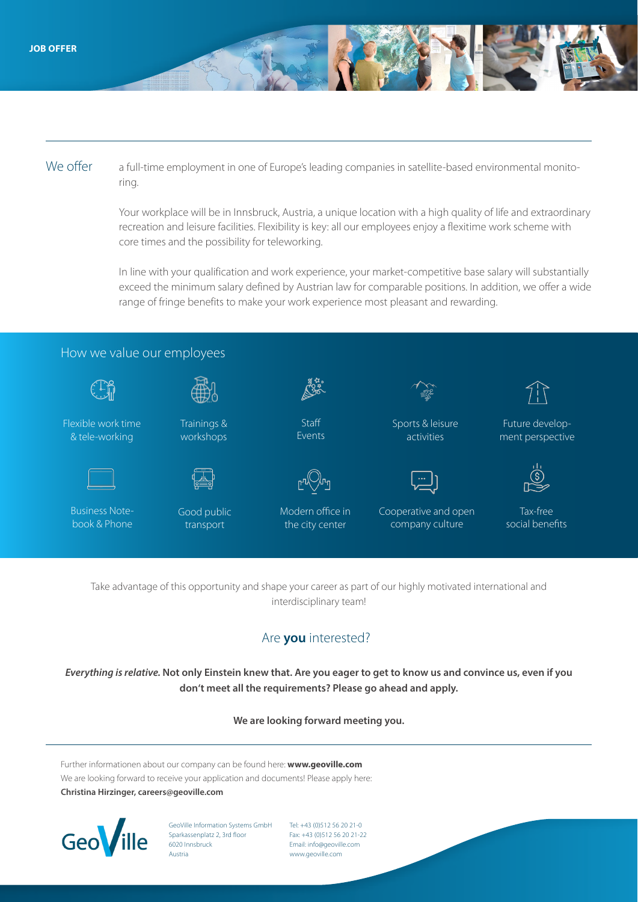JOB OFFER

## We offer

a full-time employment in one of Europe's leading companies in satellite-based environmental monitoring.

Your workplace will be in Innsbruck, Austria, a unique location with a high quality of life and extraordinary recreation and leisure facilities. Flexibility is key: all our employees enjoy a flexitime work scheme with core times and the possibility for teleworking.

In line with your qualification and work experience, your market-competitive base salary will substantially exceed the minimum salary defined by Austrian law for comparable positions. In addition, we offer a wide range of fringe benefits to make your work experience most pleasant and rewarding.

## How we value our employees

- Flexible work time & tele-working
- Trainings & workshops
- Staff Events
- Sports & leisure activities
- Future development perspective
- Business Notebook & Phone
- Good public transport
- Modern office in the city center
- Cooperative and open company culture
- Tax-free social benefits

Take advantage of this opportunity and shape your career as part of our highly motivated international and interdisciplinary team!

## Are **you** interested?

***Everything is relative.* Not only Einstein knew that. Are you eager to get to know us and convince us, even if you don't meet all the requirements? Please go ahead and apply.**

**We are looking forward meeting you.**

Further informationen about our company can be found here: **www.geoville.com**
We are looking forward to receive your application and documents! Please apply here:
**Christina Hirzinger, careers@geoville.com**

GeoVille

GeoVille Information Systems GmbH
Sparkassenplatz 2, 3rd floor
6020 Innsbruck
Austria

Tel: +43 (0)512 56 20 21-0
Fax: +43 (0)512 56 20 21-22
Email: info@geoville.com
www.geoville.com